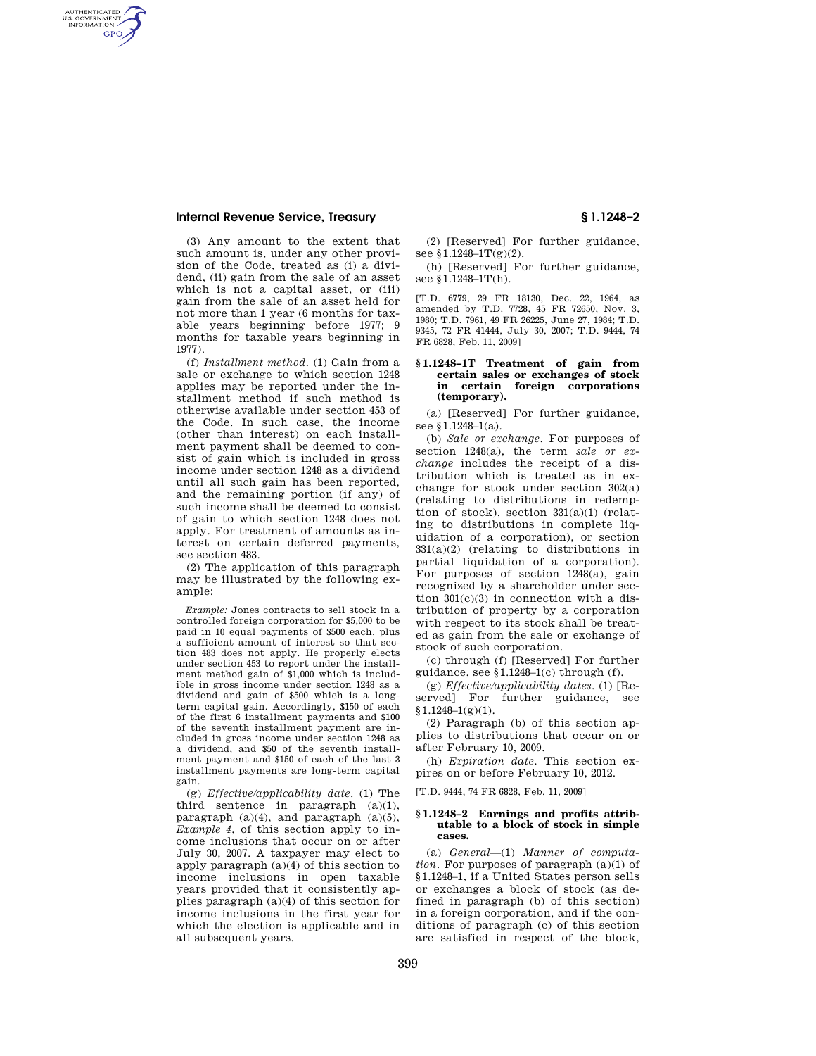(3) Any amount to the extent that such amount is, under any other provision of the Code, treated as (i) a dividend, (ii) gain from the sale of an asset which is not a capital asset, or (iii) gain from the sale of an asset held for not more than 1 year (6 months for taxable years beginning before 1977; 9 months for taxable years beginning in 1977).

(f) *Installment method.* (1) Gain from a sale or exchange to which section 1248 applies may be reported under the installment method if such method is otherwise available under section 453 of the Code. In such case, the income (other than interest) on each installment payment shall be deemed to consist of gain which is included in gross income under section 1248 as a dividend until all such gain has been reported, and the remaining portion (if any) of such income shall be deemed to consist of gain to which section 1248 does not apply. For treatment of amounts as interest on certain deferred payments, see section 483.

(2) The application of this paragraph may be illustrated by the following example:

*Example:* Jones contracts to sell stock in a controlled foreign corporation for $5,000 to be paid in 10 equal payments of $500 each, plus a sufficient amount of interest so that section 483 does not apply. He properly elects under section 453 to report under the installment method gain of $1,000 which is includible in gross income under section 1248 as a dividend and gain of $500 which is a long-term capital gain. Accordingly, $150 of each of the first 6 installment payments and $100 of the seventh installment payment are included in gross income under section 1248 as a dividend, and $50 of the seventh installment payment and $150 of each of the last 3 installment payments are long-term capital gain.

(g) *Effective/applicability date.* (1) The third sentence in paragraph (a)(1), paragraph (a)(4), and paragraph (a)(5), *Example 4*, of this section apply to income inclusions that occur on or after July 30, 2007. A taxpayer may elect to apply paragraph (a)(4) of this section to income inclusions in open taxable years provided that it consistently applies paragraph (a)(4) of this section for income inclusions in the first year for which the election is applicable and in all subsequent years.

(2) [Reserved] For further guidance, see §1.1248–1T(g)(2).

(h) [Reserved] For further guidance, see §1.1248–1T(h).

[T.D. 6779, 29 FR 18130, Dec. 22, 1964, as amended by T.D. 7728, 45 FR 72650, Nov. 3, 1980; T.D. 7961, 49 FR 26225, June 27, 1984; T.D. 9345, 72 FR 41444, July 30, 2007; T.D. 9444, 74 FR 6828, Feb. 11, 2009]

## §1.1248–1T Treatment of gain from certain sales or exchanges of stock in certain foreign corporations (temporary).

(a) [Reserved] For further guidance, see §1.1248–1(a).

(b) *Sale or exchange.* For purposes of section 1248(a), the term *sale or exchange* includes the receipt of a distribution which is treated as in exchange for stock under section 302(a) (relating to distributions in redemption of stock), section 331(a)(1) (relating to distributions in complete liquidation of a corporation), or section 331(a)(2) (relating to distributions in partial liquidation of a corporation). For purposes of section 1248(a), gain recognized by a shareholder under section 301(c)(3) in connection with a distribution of property by a corporation with respect to its stock shall be treated as gain from the sale or exchange of stock of such corporation.

(c) through (f) [Reserved] For further guidance, see §1.1248–1(c) through (f).

(g) *Effective/applicability dates.* (1) [Reserved] For further guidance, see §1.1248–1(g)(1).

(2) Paragraph (b) of this section applies to distributions that occur on or after February 10, 2009.

(h) *Expiration date.* This section expires on or before February 10, 2012.

[T.D. 9444, 74 FR 6828, Feb. 11, 2009]

## §1.1248–2 Earnings and profits attributable to a block of stock in simple cases.

(a) *General*—(1) *Manner of computation.* For purposes of paragraph (a)(1) of §1.1248–1, if a United States person sells or exchanges a block of stock (as defined in paragraph (b) of this section) in a foreign corporation, and if the conditions of paragraph (c) of this section are satisfied in respect of the block,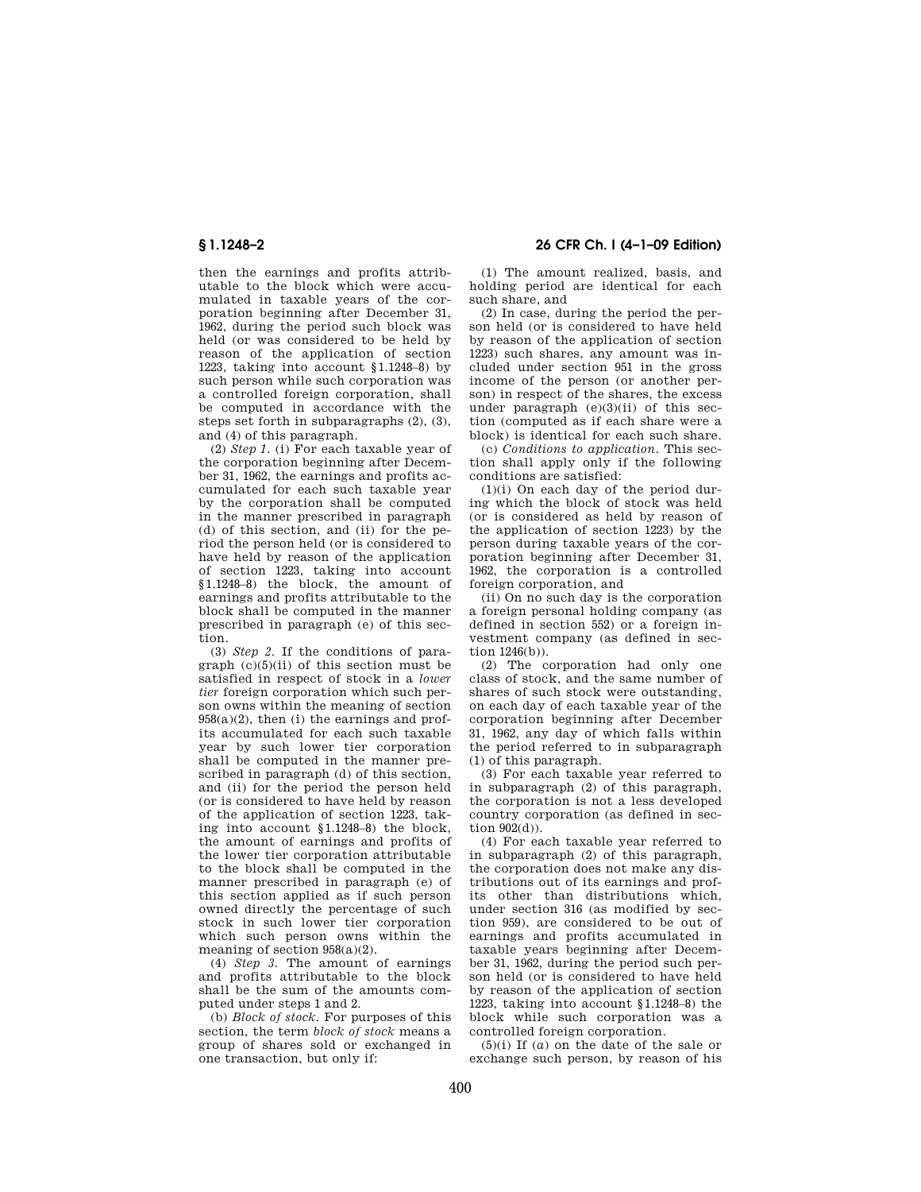then the earnings and profits attributable to the block which were accumulated in taxable years of the corporation beginning after December 31, 1962, during the period such block was held (or was considered to be held by reason of the application of section 1223, taking into account §1.1248–8) by such person while such corporation was a controlled foreign corporation, shall be computed in accordance with the steps set forth in subparagraphs (2), (3), and (4) of this paragraph.

(2) *Step 1.* (i) For each taxable year of the corporation beginning after December 31, 1962, the earnings and profits accumulated for each such taxable year by the corporation shall be computed in the manner prescribed in paragraph (d) of this section, and (ii) for the period the person held (or is considered to have held by reason of the application of section 1223, taking into account §1.1248–8) the block, the amount of earnings and profits attributable to the block shall be computed in the manner prescribed in paragraph (e) of this section.

(3) *Step 2.* If the conditions of paragraph (c)(5)(ii) of this section must be satisfied in respect of stock in a *lower tier* foreign corporation which such person owns within the meaning of section 958(a)(2), then (i) the earnings and profits accumulated for each such taxable year by such lower tier corporation shall be computed in the manner prescribed in paragraph (d) of this section, and (ii) for the period the person held (or is considered to have held by reason of the application of section 1223, taking into account §1.1248–8) the block, the amount of earnings and profits of the lower tier corporation attributable to the block shall be computed in the manner prescribed in paragraph (e) of this section applied as if such person owned directly the percentage of such stock in such lower tier corporation which such person owns within the meaning of section 958(a)(2).

(4) *Step 3.* The amount of earnings and profits attributable to the block shall be the sum of the amounts computed under steps 1 and 2.

(b) *Block of stock.* For purposes of this section, the term *block of stock* means a group of shares sold or exchanged in one transaction, but only if:

(1) The amount realized, basis, and holding period are identical for each such share, and

(2) In case, during the period the person held (or is considered to have held by reason of the application of section 1223) such shares, any amount was included under section 951 in the gross income of the person (or another person) in respect of the shares, the excess under paragraph (e)(3)(ii) of this section (computed as if each share were a block) is identical for each such share.

(c) *Conditions to application.* This section shall apply only if the following conditions are satisfied:

(1)(i) On each day of the period during which the block of stock was held (or is considered as held by reason of the application of section 1223) by the person during taxable years of the corporation beginning after December 31, 1962, the corporation is a controlled foreign corporation, and

(ii) On no such day is the corporation a foreign personal holding company (as defined in section 552) or a foreign investment company (as defined in section 1246(b)).

(2) The corporation had only one class of stock, and the same number of shares of such stock were outstanding, on each day of each taxable year of the corporation beginning after December 31, 1962, any day of which falls within the period referred to in subparagraph (1) of this paragraph.

(3) For each taxable year referred to in subparagraph (2) of this paragraph, the corporation is not a less developed country corporation (as defined in section 902(d)).

(4) For each taxable year referred to in subparagraph (2) of this paragraph, the corporation does not make any distributions out of its earnings and profits other than distributions which, under section 316 (as modified by section 959), are considered to be out of earnings and profits accumulated in taxable years beginning after December 31, 1962, during the period such person held (or is considered to have held by reason of the application of section 1223, taking into account §1.1248–8) the block while such corporation was a controlled foreign corporation.

(5)(i) If (*a*) on the date of the sale or exchange such person, by reason of his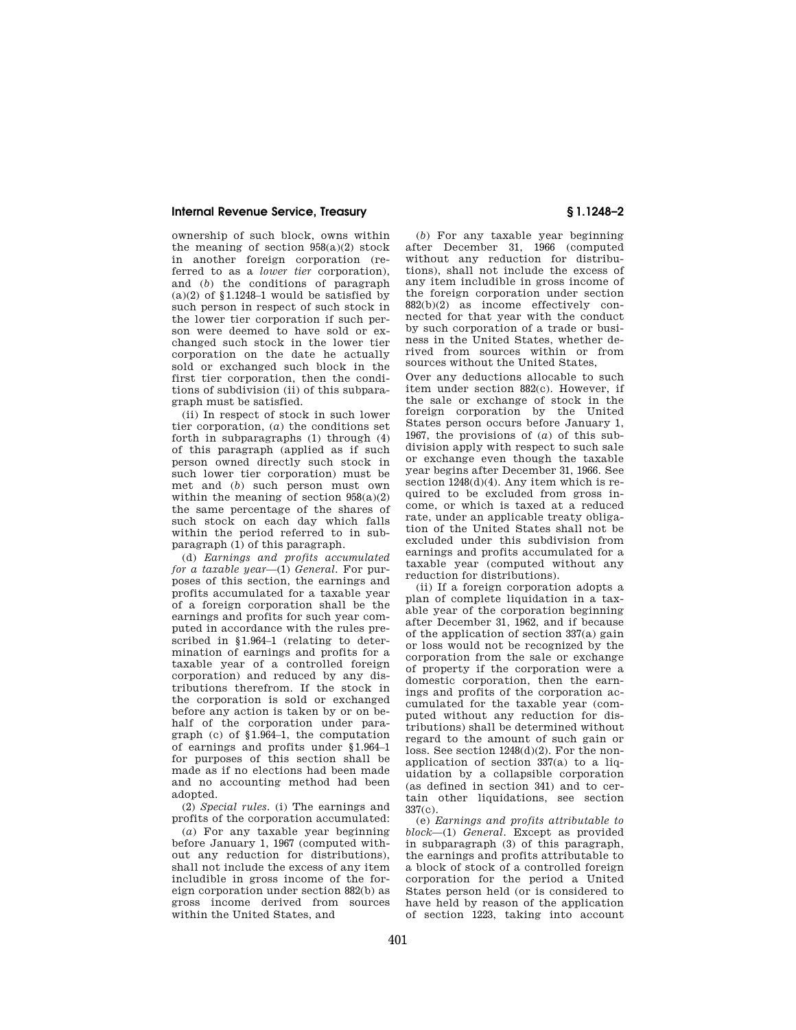ownership of such block, owns within the meaning of section 958(a)(2) stock in another foreign corporation (referred to as a *lower tier* corporation), and (*b*) the conditions of paragraph (a)(2) of §1.1248–1 would be satisfied by such person in respect of such stock in the lower tier corporation if such person were deemed to have sold or exchanged such stock in the lower tier corporation on the date he actually sold or exchanged such block in the first tier corporation, then the conditions of subdivision (ii) of this subparagraph must be satisfied.

(ii) In respect of stock in such lower tier corporation, (*a*) the conditions set forth in subparagraphs (1) through (4) of this paragraph (applied as if such person owned directly such stock in such lower tier corporation) must be met and (*b*) such person must own within the meaning of section 958(a)(2) the same percentage of the shares of such stock on each day which falls within the period referred to in subparagraph (1) of this paragraph.

(d) *Earnings and profits accumulated for a taxable year*—(1) *General.* For purposes of this section, the earnings and profits accumulated for a taxable year of a foreign corporation shall be the earnings and profits for such year computed in accordance with the rules prescribed in §1.964–1 (relating to determination of earnings and profits for a taxable year of a controlled foreign corporation) and reduced by any distributions therefrom. If the stock in the corporation is sold or exchanged before any action is taken by or on behalf of the corporation under paragraph (c) of §1.964–1, the computation of earnings and profits under §1.964–1 for purposes of this section shall be made as if no elections had been made and no accounting method had been adopted.

(2) *Special rules.* (i) The earnings and profits of the corporation accumulated:

(*a*) For any taxable year beginning before January 1, 1967 (computed without any reduction for distributions), shall not include the excess of any item includible in gross income of the foreign corporation under section 882(b) as gross income derived from sources within the United States, and

(*b*) For any taxable year beginning after December 31, 1966 (computed without any reduction for distributions), shall not include the excess of any item includible in gross income of the foreign corporation under section 882(b)(2) as income effectively connected for that year with the conduct by such corporation of a trade or business in the United States, whether derived from sources within or from sources without the United States,

Over any deductions allocable to such item under section 882(c). However, if the sale or exchange of stock in the foreign corporation by the United States person occurs before January 1, 1967, the provisions of (*a*) of this subdivision apply with respect to such sale or exchange even though the taxable year begins after December 31, 1966. See section 1248(d)(4). Any item which is required to be excluded from gross income, or which is taxed at a reduced rate, under an applicable treaty obligation of the United States shall not be excluded under this subdivision from earnings and profits accumulated for a taxable year (computed without any reduction for distributions).

(ii) If a foreign corporation adopts a plan of complete liquidation in a taxable year of the corporation beginning after December 31, 1962, and if because of the application of section 337(a) gain or loss would not be recognized by the corporation from the sale or exchange of property if the corporation were a domestic corporation, then the earnings and profits of the corporation accumulated for the taxable year (computed without any reduction for distributions) shall be determined without regard to the amount of such gain or loss. See section 1248(d)(2). For the nonapplication of section 337(a) to a liquidation by a collapsible corporation (as defined in section 341) and to certain other liquidations, see section 337(c).

(e) *Earnings and profits attributable to block*—(1) *General.* Except as provided in subparagraph (3) of this paragraph, the earnings and profits attributable to a block of stock of a controlled foreign corporation for the period a United States person held (or is considered to have held by reason of the application of section 1223, taking into account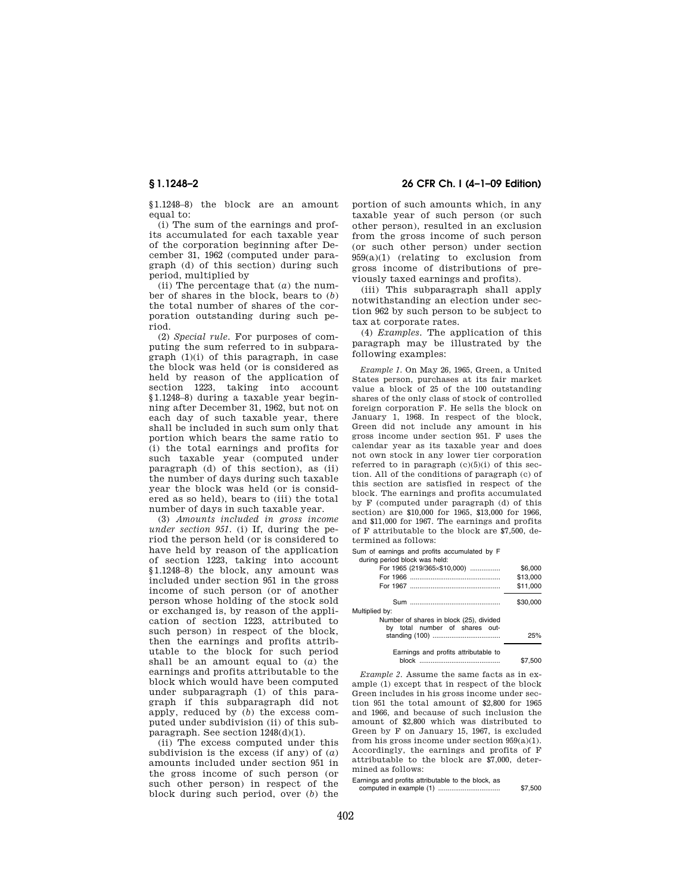§1.1248–8) the block are an amount equal to:

(i) The sum of the earnings and profits accumulated for each taxable year of the corporation beginning after December 31, 1962 (computed under paragraph (d) of this section) during such period, multiplied by

(ii) The percentage that (*a*) the number of shares in the block, bears to (*b*) the total number of shares of the corporation outstanding during such period.

(2) *Special rule.* For purposes of computing the sum referred to in subparagraph (1)(i) of this paragraph, in case the block was held (or is considered as held by reason of the application of section 1223, taking into account §1.1248–8) during a taxable year beginning after December 31, 1962, but not on each day of such taxable year, there shall be included in such sum only that portion which bears the same ratio to (i) the total earnings and profits for such taxable year (computed under paragraph (d) of this section), as (ii) the number of days during such taxable year the block was held (or is considered as so held), bears to (iii) the total number of days in such taxable year.

(3) *Amounts included in gross income under section 951.* (i) If, during the period the person held (or is considered to have held by reason of the application of section 1223, taking into account §1.1248–8) the block, any amount was included under section 951 in the gross income of such person (or of another person whose holding of the stock sold or exchanged is, by reason of the application of section 1223, attributed to such person) in respect of the block, then the earnings and profits attributable to the block for such period shall be an amount equal to (*a*) the earnings and profits attributable to the block which would have been computed under subparagraph (1) of this paragraph if this subparagraph did not apply, reduced by (*b*) the excess computed under subdivision (ii) of this subparagraph. See section 1248(d)(1).

(ii) The excess computed under this subdivision is the excess (if any) of (*a*) amounts included under section 951 in the gross income of such person (or such other person) in respect of the block during such period, over (*b*) the portion of such amounts which, in any taxable year of such person (or such other person), resulted in an exclusion from the gross income of such person (or such other person) under section 959(a)(1) (relating to exclusion from gross income of distributions of previously taxed earnings and profits).

(iii) This subparagraph shall apply notwithstanding an election under section 962 by such person to be subject to tax at corporate rates.

(4) *Examples.* The application of this paragraph may be illustrated by the following examples:

*Example 1.* On May 26, 1965, Green, a United States person, purchases at its fair market value a block of 25 of the 100 outstanding shares of the only class of stock of controlled foreign corporation F. He sells the block on January 1, 1968. In respect of the block, Green did not include any amount in his gross income under section 951. F uses the calendar year as its taxable year and does not own stock in any lower tier corporation referred to in paragraph (c)(5)(i) of this section. All of the conditions of paragraph (c) of this section are satisfied in respect of the block. The earnings and profits accumulated by F (computed under paragraph (d) of this section) are $10,000 for 1965, $13,000 for 1966, and $11,000 for 1967. The earnings and profits of F attributable to the block are $7,500, determined as follows:

| | |
|---|---|
| Sum of earnings and profits accumulated by F during period block was held: | |
| For 1965 (219/365×$10,000) | $6,000 |
| For 1966 | $13,000 |
| For 1967 | $11,000 |
| Sum | $30,000 |
| Multiplied by: | |
| Number of shares in block (25), divided by total number of shares outstanding (100) | 25% |
| Earnings and profits attributable to block | $7,500 |

*Example 2.* Assume the same facts as in example (1) except that in respect of the block Green includes in his gross income under section 951 the total amount of $2,800 for 1965 and 1966, and because of such inclusion the amount of $2,800 which was distributed to Green by F on January 15, 1967, is excluded from his gross income under section 959(a)(1). Accordingly, the earnings and profits of F attributable to the block are $7,000, determined as follows:

| | |
|---|---|
| Earnings and profits attributable to the block, as computed in example (1) | $7,500 |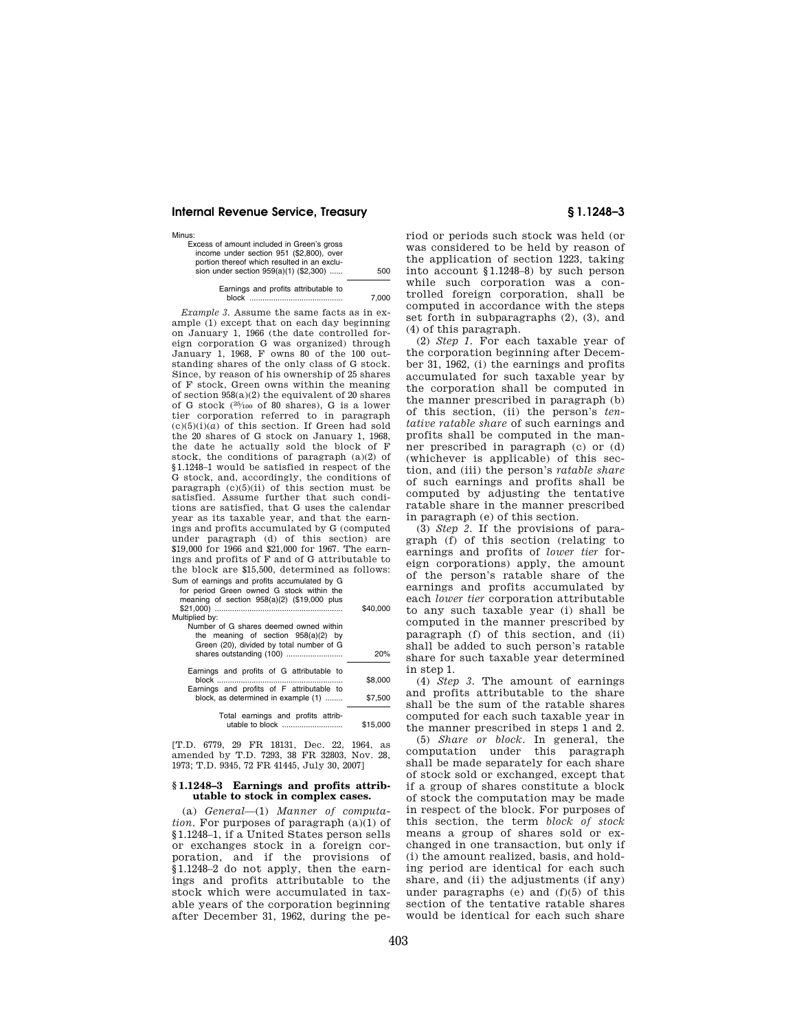| | |
|---|---|
| Minus: | |
| Excess of amount included in Green's gross income under section 951 ($2,800), over portion thereof which resulted in an exclusion under section 959(a)(1) ($2,300) ...... | 500 |
| Earnings and profits attributable to block .......................................... | 7,000 |

*Example 3.* Assume the same facts as in example (1) except that on each day beginning on January 1, 1966 (the date controlled foreign corporation G was organized) through January 1, 1968, F owns 80 of the 100 outstanding shares of the only class of G stock. Since, by reason of his ownership of 25 shares of F stock, Green owns within the meaning of section 958(a)(2) the equivalent of 20 shares of G stock ($^{25}/_{100}$ of 80 shares), G is a lower tier corporation referred to in paragraph (c)(5)(i)(*a*) of this section. If Green had sold the 20 shares of G stock on January 1, 1968, the date he actually sold the block of F stock, the conditions of paragraph (a)(2) of §1.1248–1 would be satisfied in respect of the G stock, and, accordingly, the conditions of paragraph (c)(5)(ii) of this section must be satisfied. Assume further that such conditions are satisfied, that G uses the calendar year as its taxable year, and that the earnings and profits accumulated by G (computed under paragraph (d) of this section) are $19,000 for 1966 and $21,000 for 1967. The earnings and profits of F and of G attributable to the block are $15,500, determined as follows:

| | |
|---|---|
| Sum of earnings and profits accumulated by G for period Green owned G stock within the meaning of section 958(a)(2) ($19,000 plus $21,000) .......................................................... | $40,000 |
| Multiplied by: | |
| Number of G shares deemed owned within the meaning of section 958(a)(2) by Green (20), divided by total number of G shares outstanding (100) .......................... | 20% |
| Earnings and profits of G attributable to block .......................................................... | $8,000 |
| Earnings and profits of F attributable to block, as determined in example (1) ........ | $7,500 |
| Total earnings and profits attributable to block ........................... | $15,000 |

[T.D. 6779, 29 FR 18131, Dec. 22, 1964, as amended by T.D. 7293, 38 FR 32803, Nov. 28, 1973; T.D. 9345, 72 FR 41445, July 30, 2007]

## §1.1248–3 Earnings and profits attributable to stock in complex cases.

(a) *General*—(1) *Manner of computation.* For purposes of paragraph (a)(1) of §1.1248–1, if a United States person sells or exchanges stock in a foreign corporation, and if the provisions of §1.1248–2 do not apply, then the earnings and profits attributable to the stock which were accumulated in taxable years of the corporation beginning after December 31, 1962, during the period or periods such stock was held (or was considered to be held by reason of the application of section 1223, taking into account §1.1248–8) by such person while such corporation was a controlled foreign corporation, shall be computed in accordance with the steps set forth in subparagraphs (2), (3), and (4) of this paragraph.

(2) *Step 1.* For each taxable year of the corporation beginning after December 31, 1962, (i) the earnings and profits accumulated for such taxable year by the corporation shall be computed in the manner prescribed in paragraph (b) of this section, (ii) the person's *tentative ratable share* of such earnings and profits shall be computed in the manner prescribed in paragraph (c) or (d) (whichever is applicable) of this section, and (iii) the person's *ratable share* of such earnings and profits shall be computed by adjusting the tentative ratable share in the manner prescribed in paragraph (e) of this section.

(3) *Step 2.* If the provisions of paragraph (f) of this section (relating to earnings and profits of *lower tier* foreign corporations) apply, the amount of the person's ratable share of the earnings and profits accumulated by each *lower tier* corporation attributable to any such taxable year (i) shall be computed in the manner prescribed by paragraph (f) of this section, and (ii) shall be added to such person's ratable share for such taxable year determined in step 1.

(4) *Step 3.* The amount of earnings and profits attributable to the share shall be the sum of the ratable shares computed for each such taxable year in the manner prescribed in steps 1 and 2.

(5) *Share or block.* In general, the computation under this paragraph shall be made separately for each share of stock sold or exchanged, except that if a group of shares constitute a block of stock the computation may be made in respect of the block. For purposes of this section, the term *block of stock* means a group of shares sold or exchanged in one transaction, but only if (i) the amount realized, basis, and holding period are identical for each such share, and (ii) the adjustments (if any) under paragraphs (e) and (f)(5) of this section of the tentative ratable shares would be identical for each such share